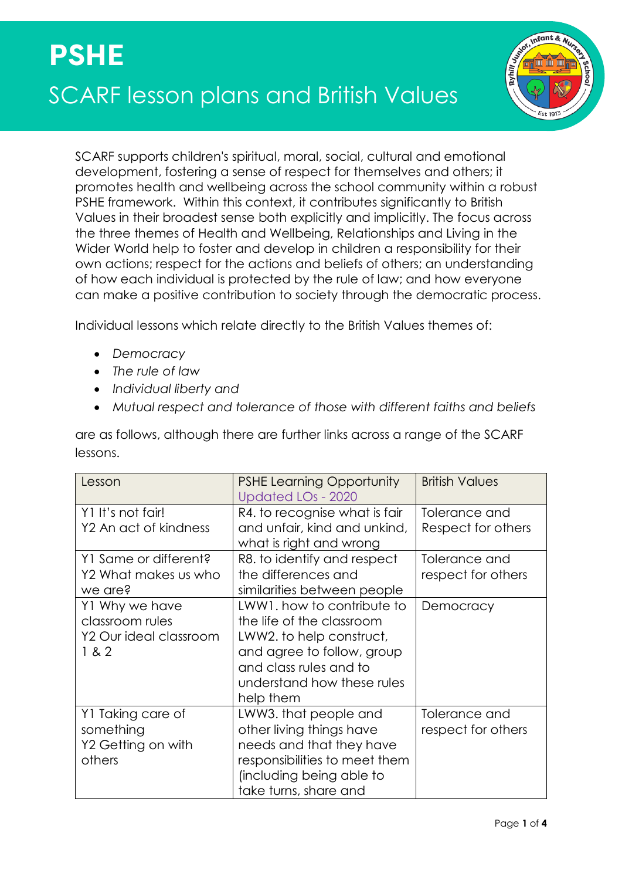# PSHE

## SCARF lesson plans and British Values

SCARF supports children's spiritual, moral, social, cultural and emotional development, fostering a sense of respect for themselves and others; it promotes health and wellbeing across the school community within a robust PSHE framework. Within this context, it contributes significantly to British Values in their broadest sense both explicitly and implicitly. The focus across the three themes of Health and Wellbeing, Relationships and Living in the Wider World help to foster and develop in children a responsibility for their own actions; respect for the actions and beliefs of others; an understanding of how each individual is protected by the rule of law; and how everyone can make a positive contribution to society through the democratic process.

Individual lessons which relate directly to the British Values themes of:

- *Democracy*
- *The rule of law*
- *Individual liberty and*
- *Mutual respect and tolerance of those with different faiths and beliefs*

are as follows, although there are further links across a range of the SCARF lessons.

| Lesson | PSHE Learning Opportunity Updated LOs - 2020 | British Values |
|---|---|---|
| Y1 It's not fair!<br>Y2 An act of kindness | R4. to recognise what is fair and unfair, kind and unkind, what is right and wrong | Tolerance and Respect for others |
| Y1 Same or different?<br>Y2 What makes us who we are? | R8. to identify and respect the differences and similarities between people | Tolerance and respect for others |
| Y1 Why we have classroom rules<br>Y2 Our ideal classroom 1 & 2 | LWW1. how to contribute to the life of the classroom<br>LWW2. to help construct, and agree to follow, group and class rules and to understand how these rules help them | Democracy |
| Y1 Taking care of something<br>Y2 Getting on with others | LWW3. that people and other living things have needs and that they have responsibilities to meet them (including being able to take turns, share and | Tolerance and respect for others |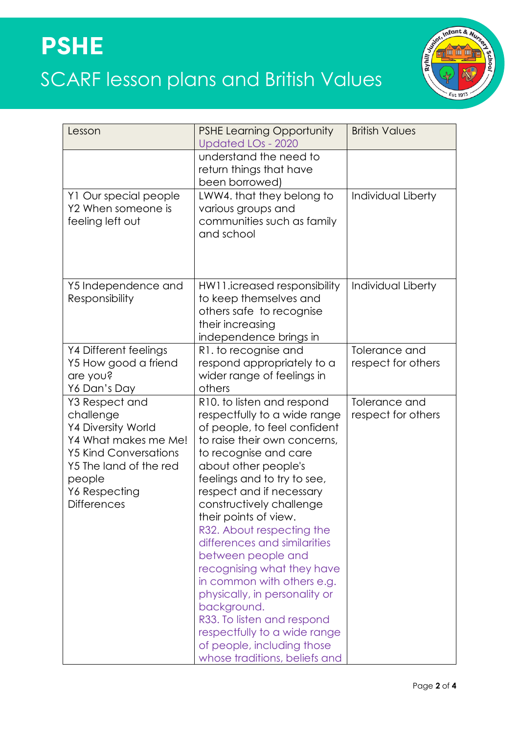# PSHE

SCARF lesson plans and British Values

| Lesson | PSHE Learning Opportunity Updated LOs - 2020 | British Values |
|---|---|---|
| | understand the need to return things that have been borrowed) | |
| Y1 Our special people<br>Y2 When someone is feeling left out | LWW4. that they belong to various groups and communities such as family and school | Individual Liberty |
| Y5 Independence and Responsibility | HW11.icreased responsibility to keep themselves and others safe to recognise their increasing independence brings in | Individual Liberty |
| Y4 Different feelings<br>Y5 How good a friend are you?<br>Y6 Dan's Day | R1. to recognise and respond appropriately to a wider range of feelings in others | Tolerance and respect for others |
| Y3 Respect and challenge<br>Y4 Diversity World<br>Y4 What makes me Me!<br>Y5 Kind Conversations<br>Y5 The land of the red people<br>Y6 Respecting Differences | R10. to listen and respond respectfully to a wide range of people, to feel confident to raise their own concerns, to recognise and care about other people's feelings and to try to see, respect and if necessary constructively challenge their points of view.<br>R32. About respecting the differences and similarities between people and recognising what they have in common with others e.g. physically, in personality or background.<br>R33. To listen and respond respectfully to a wide range of people, including those whose traditions, beliefs and | Tolerance and respect for others |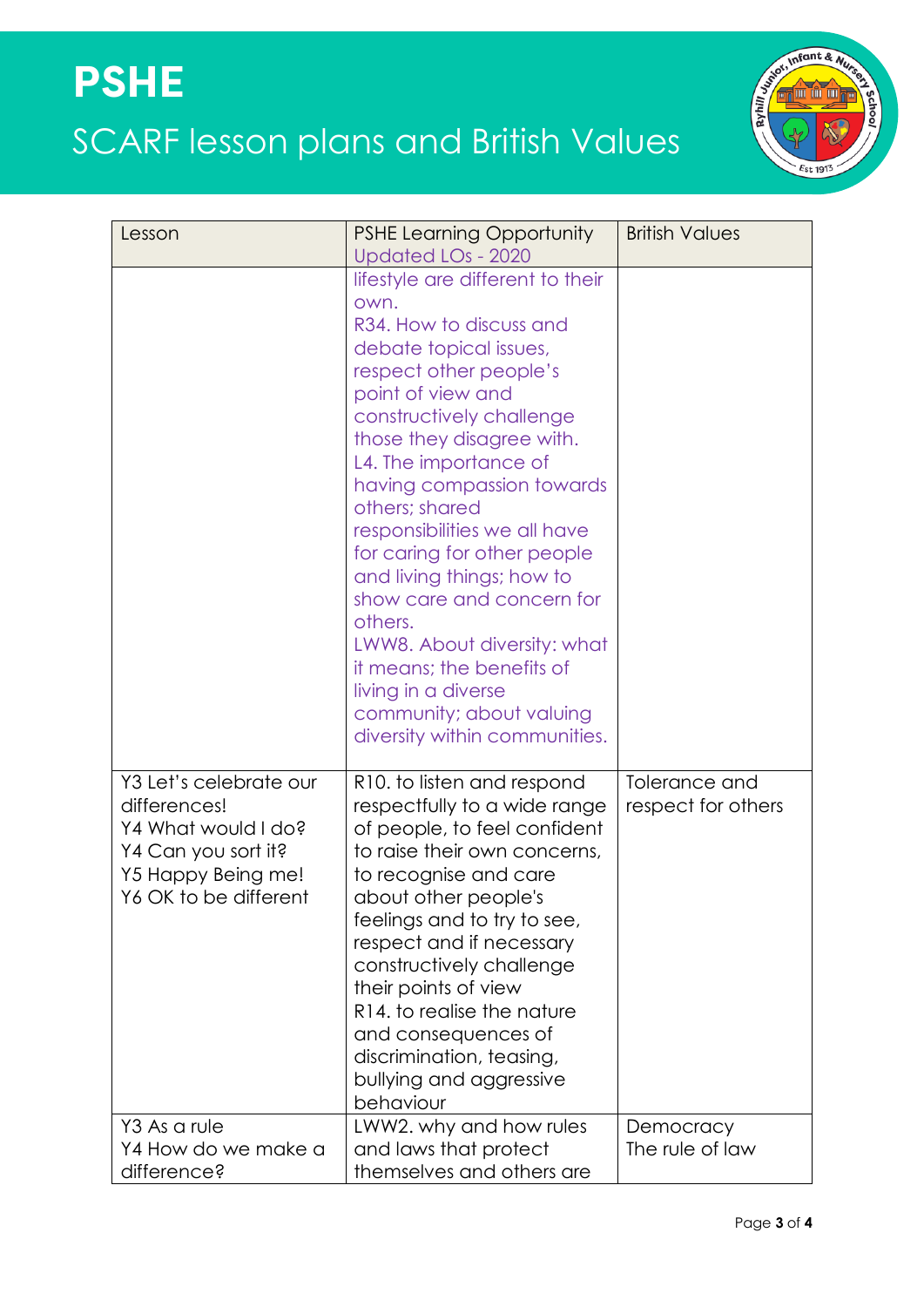# PSHE

## SCARF lesson plans and British Values

| Lesson | PSHE Learning Opportunity Updated LOs - 2020 | British Values |
| --- | --- | --- |
| | lifestyle are different to their own. R34. How to discuss and debate topical issues, respect other people's point of view and constructively challenge those they disagree with. L4. The importance of having compassion towards others; shared responsibilities we all have for caring for other people and living things; how to show care and concern for others. LWW8. About diversity: what it means; the benefits of living in a diverse community; about valuing diversity within communities. | |
| Y3 Let's celebrate our differences!<br>Y4 What would I do?<br>Y4 Can you sort it?<br>Y5 Happy Being me!<br>Y6 OK to be different | R10. to listen and respond respectfully to a wide range of people, to feel confident to raise their own concerns, to recognise and care about other people's feelings and to try to see, respect and if necessary constructively challenge their points of view<br>R14. to realise the nature and consequences of discrimination, teasing, bullying and aggressive behaviour | Tolerance and respect for others |
| Y3 As a rule<br>Y4 How do we make a difference? | LWW2. why and how rules and laws that protect themselves and others are | Democracy<br>The rule of law |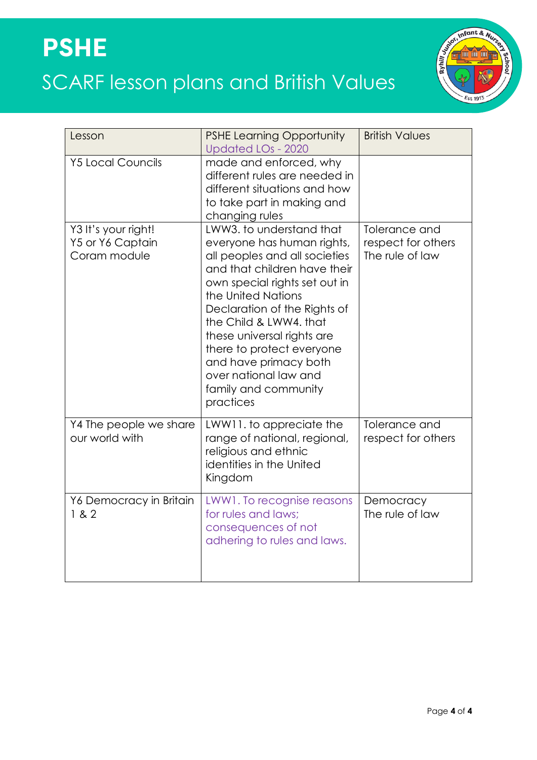# PSHE

## SCARF lesson plans and British Values

| Lesson | PSHE Learning Opportunity Updated LOs - 2020 | British Values |
|---|---|---|
| Y5 Local Councils | made and enforced, why different rules are needed in different situations and how to take part in making and changing rules | |
| Y3 It's your right!<br>Y5 or Y6 Captain Coram module | LWW3. to understand that everyone has human rights, all peoples and all societies and that children have their own special rights set out in the United Nations Declaration of the Rights of the Child & LWW4. that these universal rights are there to protect everyone and have primacy both over national law and family and community practices | Tolerance and respect for others<br>The rule of law |
| Y4 The people we share our world with | LWW11. to appreciate the range of national, regional, religious and ethnic identities in the United Kingdom | Tolerance and respect for others |
| Y6 Democracy in Britain 1 & 2 | LWW1. To recognise reasons for rules and laws; consequences of not adhering to rules and laws. | Democracy<br>The rule of law |